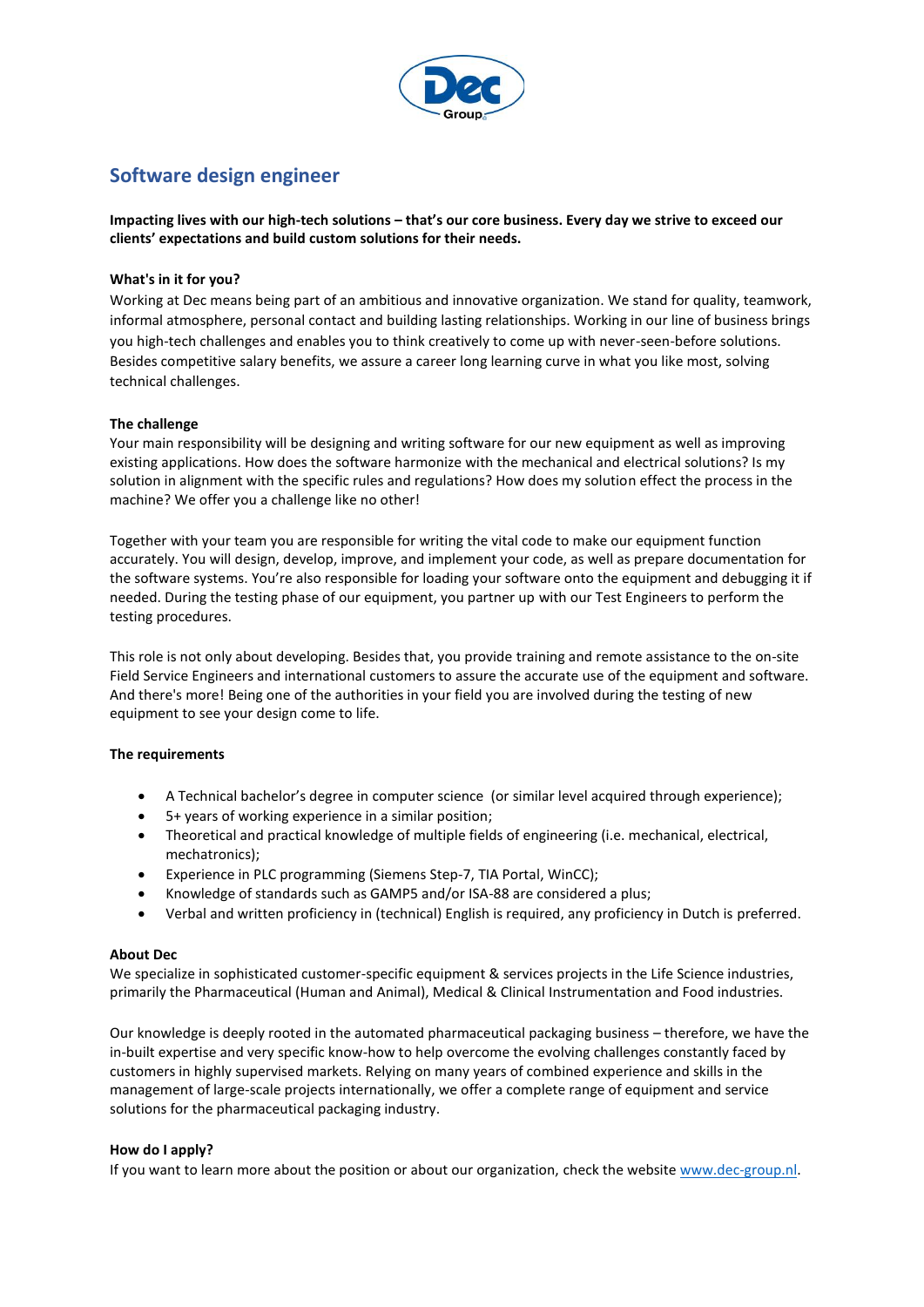# Software design engineer

**Impacting lives with our high-tech solutions – that's our core business. Every day we strive to exceed our clients' expectations and build custom solutions for their needs.**

**What's in it for you?**

Working at Dec means being part of an ambitious and innovative organization. We stand for quality, teamwork, informal atmosphere, personal contact and building lasting relationships. Working in our line of business brings you high-tech challenges and enables you to think creatively to come up with never-seen-before solutions. Besides competitive salary benefits, we assure a career long learning curve in what you like most, solving technical challenges.

**The challenge**

Your main responsibility will be designing and writing software for our new equipment as well as improving existing applications. How does the software harmonize with the mechanical and electrical solutions? Is my solution in alignment with the specific rules and regulations? How does my solution effect the process in the machine? We offer you a challenge like no other!

Together with your team you are responsible for writing the vital code to make our equipment function accurately. You will design, develop, improve, and implement your code, as well as prepare documentation for the software systems. You're also responsible for loading your software onto the equipment and debugging it if needed. During the testing phase of our equipment, you partner up with our Test Engineers to perform the testing procedures.

This role is not only about developing. Besides that, you provide training and remote assistance to the on-site Field Service Engineers and international customers to assure the accurate use of the equipment and software. And there's more! Being one of the authorities in your field you are involved during the testing of new equipment to see your design come to life.

**The requirements**

- A Technical bachelor's degree in computer science (or similar level acquired through experience);
- 5+ years of working experience in a similar position;
- Theoretical and practical knowledge of multiple fields of engineering (i.e. mechanical, electrical, mechatronics);
- Experience in PLC programming (Siemens Step-7, TIA Portal, WinCC);
- Knowledge of standards such as GAMP5 and/or ISA-88 are considered a plus;
- Verbal and written proficiency in (technical) English is required, any proficiency in Dutch is preferred.

**About Dec**

We specialize in sophisticated customer-specific equipment & services projects in the Life Science industries, primarily the Pharmaceutical (Human and Animal), Medical & Clinical Instrumentation and Food industries.

Our knowledge is deeply rooted in the automated pharmaceutical packaging business – therefore, we have the in-built expertise and very specific know-how to help overcome the evolving challenges constantly faced by customers in highly supervised markets. Relying on many years of combined experience and skills in the management of large-scale projects internationally, we offer a complete range of equipment and service solutions for the pharmaceutical packaging industry.

**How do I apply?**

If you want to learn more about the position or about our organization, check the website www.dec-group.nl.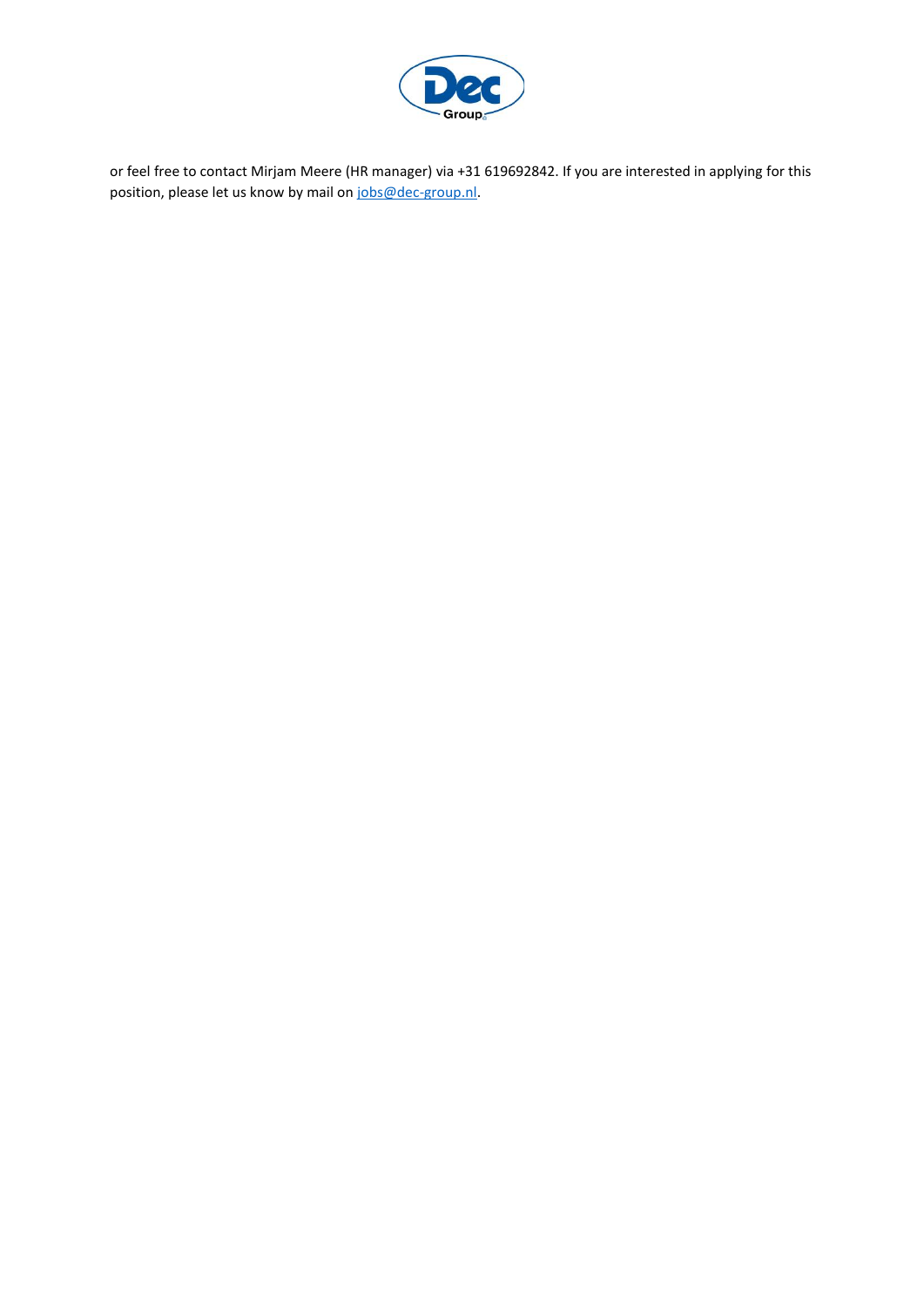or feel free to contact Mirjam Meere (HR manager) via +31 619692842. If you are interested in applying for this position, please let us know by mail on jobs@dec-group.nl.